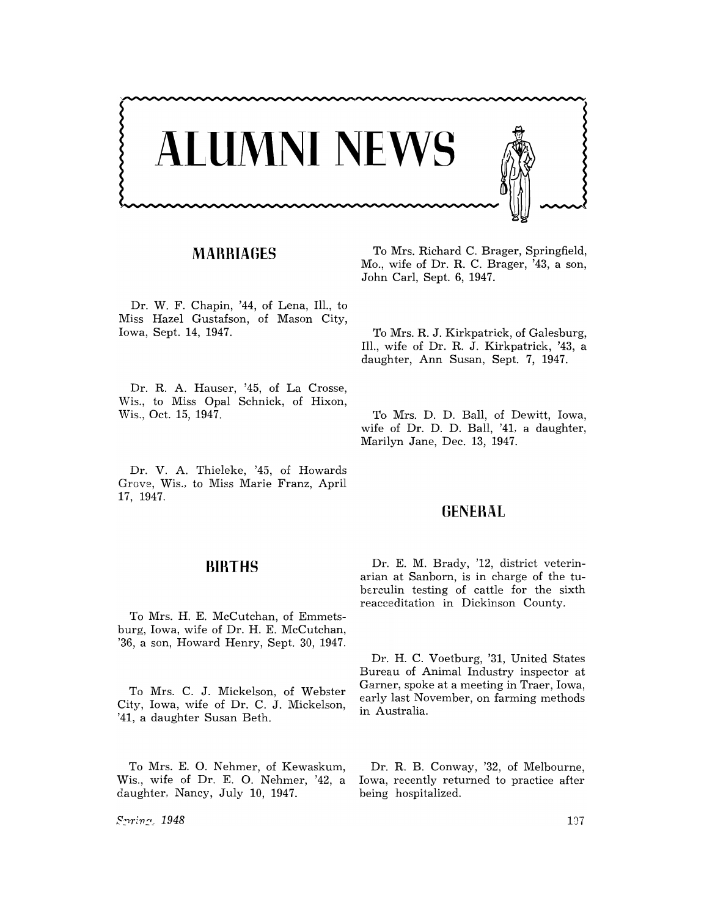# ALUMNI NEWS

## MARRIAGES

Dr. W. F. Chapin, '44, of Lena, Ill., to Miss Hazel Gustafson, of Mason City, Iowa, Sept. 14, 1947.

Dr. R. A. Hauser, '45, of La Crosse, Wis., to Miss Opal Schnick, of Hixon, Wis., Oct. 15, 1947.

Dr. V. A. Thieleke, '45, of Howards Grove, Wis., to Miss Marie Franz, April 17, 1947.

## BIRTHS

To Mrs. H. E. McCutchan, of Emmetsburg, Iowa, wife of Dr. H. E. McCutchan, '36, a son, Howard Henry, Sept. 30, 1947.

To Mrs. C. J. Mickelson, of Webster City, Iowa, wife of Dr. C. J. Mickelson, '41, a daughter Susan Beth.

To Mrs. E. O. Nehmer, of Kewaskum, Wis., wife of Dr. E. O. Nehmer, '42, a daughter, Nancy, July 10, 1947.

To Mrs. Richard C. Brager, Springfield, Mo., wife of Dr. R. C. Brager, '43, a son, John Carl, Sept. 6, 1947.

To Mrs. R. J. Kirkpatrick, of Galesburg, Ill., wife of Dr. R. J. Kirkpatrick, '43, a daughter, Ann Susan, Sept. 7, 1947.

To Mrs. D. D. Ball, of Dewitt, Iowa, wife of Dr. D. D. Ball, '41, a daughter, Marilyn Jane, Dec. 13, 1947.

## GENERAL

Dr. E. M. Brady, '12, district veterinarian at Sanborn, is in charge of the tuberculin testing of cattle for the sixth reacceditation in Dickinson County.

Dr. H. C. Voetburg, '31, United States Bureau of Animal Industry inspector at Garner, spoke at a meeting in Traer, Iowa, early last November, on farming methods in Australia.

Dr. R. B. Conway, '32, of Melbourne, Iowa, recently returned to practice after being hospitalized.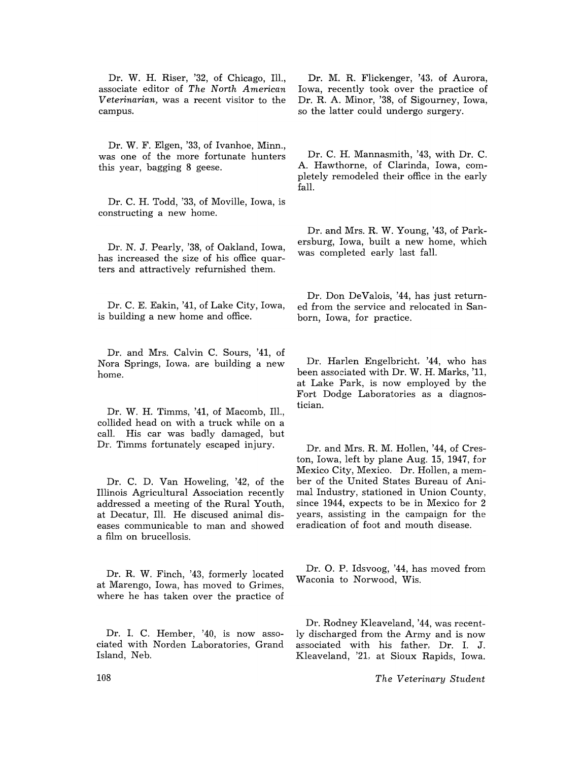Dr. W. H. Riser, '32, of Chicago, Ill., associate editor of *The North American Veterinarian,* was a recent visitor to the campus.

Dr. W. F. Elgen, '33, of Ivanhoe, Minn., was one of the more fortunate hunters this year, bagging 8 geese.

Dr. C. H. Todd, '33, of Moville, Iowa, is constructing a new home.

Dr. N. J. Pearly, '38, of Oakland, Iowa, has increased the size of his office quarters and attractively refurnished them.

Dr. C. E. Eakin, '41, of Lake City, Iowa, is building a new home and office.

Dr. and Mrs. Calvin C. Sours, '41, of Nora Springs, Iowa, are building a new home.

Dr. W. H. Timms, '41, of Macomb, Ill., collided head on with a truck while on a call. His car was badly damaged, but Dr. Timms fortunately escaped injury.

Dr. C. D. Van Howeling, '42, of the Illinois Agricultural Association recently addressed a meeting of the Rural Youth, at Decatur, Ill. He discused animal diseases communicable to man and showed a film on brucellosis.

Dr. R. W. Finch, '43, formerly located at Marengo, Iowa, has moved to Grimes, where he has taken over the practice of

Dr. I. C. Hember, '40, is now associated with Norden Laboratories, Grand Island, Neb.

Dr. M. R. Flickenger, '43, of Aurora, Iowa, recently took over the practice of Dr. R. A. Minor, '38, of Sigourney, Iowa, so the latter could undergo surgery.

Dr. C. H. Mannasmith, '43, with Dr. C. A. Hawthorne, of Clarinda, Iowa, completely remodeled their office in the early fall.

Dr. and Mrs. R. W. Young, '43, of Parkersburg, Iowa, built a new home, which was completed early last fall.

Dr. Don DeValois, '44, has just returned from the service and relocated in Sanborn, Iowa, for practice.

Dr. Harlen Engelbricht, '44, who has been associated with Dr. W. H. Marks, '11, at Lake Park, is now employed by the Fort Dodge Laboratories as a diagnostician.

Dr. and Mrs. R. M. Hollen, '44, of Creston, Iowa, left by plane Aug. 15, 1947, for Mexico City, Mexico. Dr. Hollen, a member of the United States Bureau of Animal Industry, stationed in Union County, since 1944, expects to be in Mexico for 2 years, assisting in the campaign for the eradication of foot and mouth disease.

Dr. O. P. Idsvoog, '44, has moved from Waconia to Norwood, Wis.

Dr. Rodney Kleaveland, '44, was recently discharged from the Army and is now associated with his father, Dr. I. J. Kleaveland, '21, at Sioux Rapids, Iowa.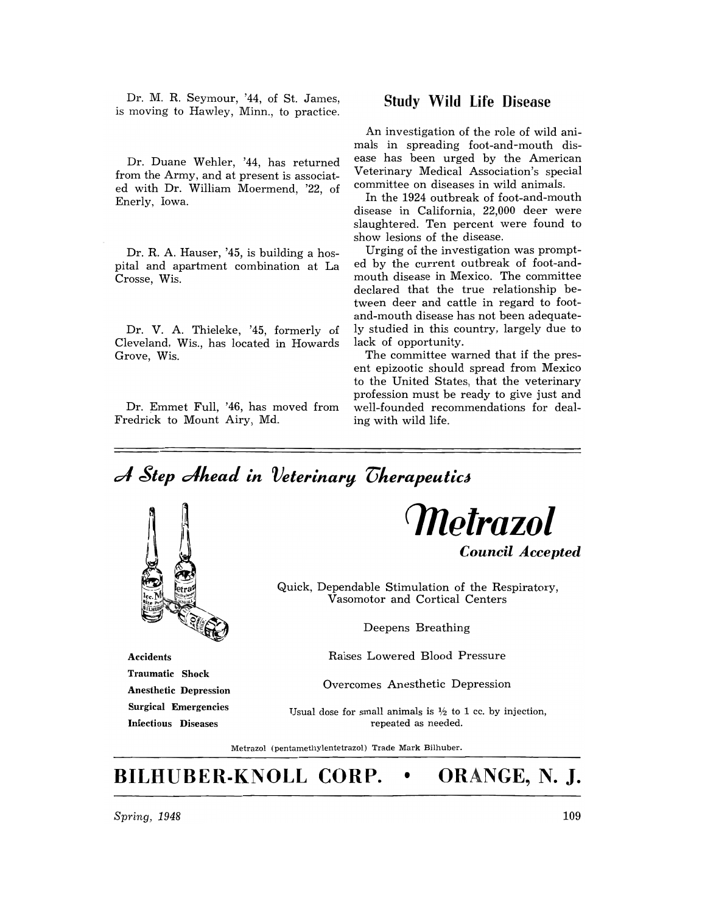Dr. M. R. Seymour, '44, of St. James, is moving to Hawley, Minn., to practice.

Dr. Duane Wehler, '44, has returned from the Army, and at present is associated with Dr. William Moermend, '22, of Enerly, Iowa.

Dr. R. A. Hauser, '45, is building a hospital and apartment combination at La Crosse, Wis.

Dr. V. A. Thieleke, '45, formerly of Cleveland, Wis., has located in Howards Grove, Wis.

Dr. Emmet Full, '46, has moved from Fredrick to Mount Airy, Md.

## Study Wild Life Disease

An investigation of the role of wild animals in spreading foot-and-mouth disease has been urged by the American Veterinary Medical Association's special committee on diseases in wild animals.

In the 1924 outbreak of foot-and-mouth disease in California, 22,000 deer were slaughtered. Ten percent were found to show lesions of the disease.

Urging of the investigation was prompted by the current outbreak of foot-and-mouth disease in Mexico. The committee declared that the true relationship between deer and cattle in regard to foot-and-mouth disease has not been adequately studied in this country, largely due to lack of opportunity.

The committee warned that if the present epizootic should spread from Mexico to the United States, that the veterinary profession must be ready to give just and well-founded recommendations for dealing with wild life.

---

*A Step Ahead in Veterinary Therapeutics*

# Metrazol

***Council Accepted***

Quick, Dependable Stimulation of the Respiratory, Vasomotor and Cortical Centers

Deepens Breathing

Raises Lowered Blood Pressure

Overcomes Anesthetic Depression

Usual dose for small animals is ½ to 1 cc. by injection, repeated as needed.

**Accidents**
**Traumatic Shock**
**Anesthetic Depression**
**Surgical Emergencies**
**Infectious Diseases**

Metrazol (pentamethylentetrazol) Trade Mark Bilhuber.

## BILHUBER-KNOLL CORP. • ORANGE, N. J.